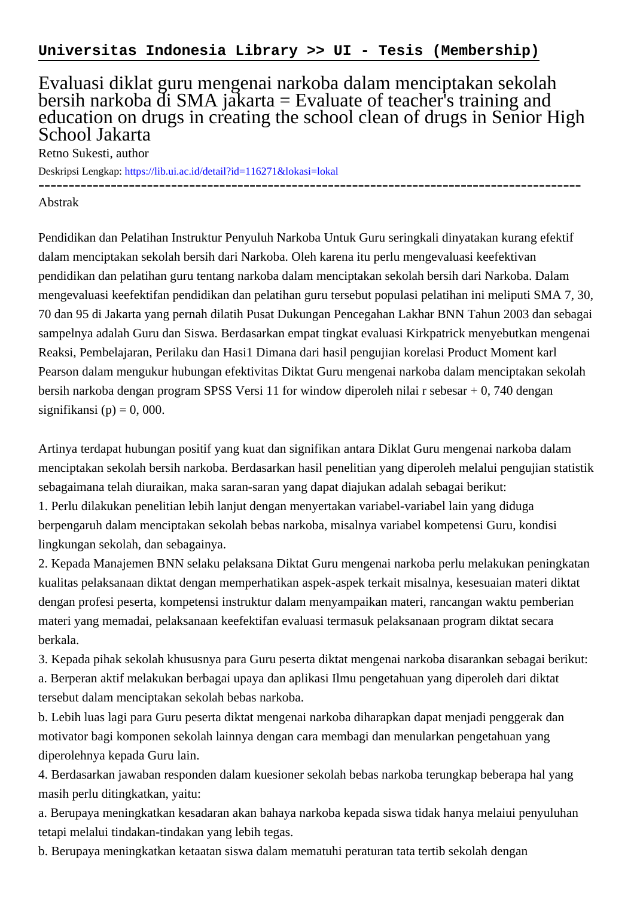**Universitas Indonesia Library >> UI - Tesis (Membership)**

# Evaluasi diklat guru mengenai narkoba dalam menciptakan sekolah bersih narkoba di SMA jakarta = Evaluate of teacher's training and education on drugs in creating the school clean of drugs in Senior High School Jakarta

Retno Sukesti, author

Deskripsi Lengkap: https://lib.ui.ac.id/detail?id=116271&lokasi=lokal

------------------------------------------------------------------------------------------

Abstrak

Pendidikan dan Pelatihan Instruktur Penyuluh Narkoba Untuk Guru seringkali dinyatakan kurang efektif dalam menciptakan sekolah bersih dari Narkoba. Oleh karena itu perlu mengevaluasi keefektivan pendidikan dan pelatihan guru tentang narkoba dalam menciptakan sekolah bersih dari Narkoba. Dalam mengevaluasi keefektifan pendidikan dan pelatihan guru tersebut populasi pelatihan ini meliputi SMA 7, 30, 70 dan 95 di Jakarta yang pernah dilatih Pusat Dukungan Pencegahan Lakhar BNN Tahun 2003 dan sebagai sampelnya adalah Guru dan Siswa. Berdasarkan empat tingkat evaluasi Kirkpatrick menyebutkan mengenai Reaksi, Pembelajaran, Perilaku dan Hasi1 Dimana dari hasil pengujian korelasi Product Moment karl Pearson dalam mengukur hubungan efektivitas Diktat Guru mengenai narkoba dalam menciptakan sekolah bersih narkoba dengan program SPSS Versi 11 for window diperoleh nilai r sebesar + 0, 740 dengan signifikansi (p) = 0, 000.

Artinya terdapat hubungan positif yang kuat dan signifikan antara Diklat Guru mengenai narkoba dalam menciptakan sekolah bersih narkoba. Berdasarkan hasil penelitian yang diperoleh melalui pengujian statistik sebagaimana telah diuraikan, maka saran-saran yang dapat diajukan adalah sebagai berikut:

1. Perlu dilakukan penelitian lebih lanjut dengan menyertakan variabel-variabel lain yang diduga berpengaruh dalam menciptakan sekolah bebas narkoba, misalnya variabel kompetensi Guru, kondisi lingkungan sekolah, dan sebagainya.
2. Kepada Manajemen BNN selaku pelaksana Diktat Guru mengenai narkoba perlu melakukan peningkatan kualitas pelaksanaan diktat dengan memperhatikan aspek-aspek terkait misalnya, kesesuaian materi diktat dengan profesi peserta, kompetensi instruktur dalam menyampaikan materi, rancangan waktu pemberian materi yang memadai, pelaksanaan keefektifan evaluasi termasuk pelaksanaan program diktat secara berkala.
3. Kepada pihak sekolah khususnya para Guru peserta diktat mengenai narkoba disarankan sebagai berikut:
   a. Berperan aktif melakukan berbagai upaya dan aplikasi Ilmu pengetahuan yang diperoleh dari diktat tersebut dalam menciptakan sekolah bebas narkoba.
   b. Lebih luas lagi para Guru peserta diktat mengenai narkoba diharapkan dapat menjadi penggerak dan motivator bagi komponen sekolah lainnya dengan cara membagi dan menularkan pengetahuan yang diperolehnya kepada Guru lain.
4. Berdasarkan jawaban responden dalam kuesioner sekolah bebas narkoba terungkap beberapa hal yang masih perlu ditingkatkan, yaitu:
   a. Berupaya meningkatkan kesadaran akan bahaya narkoba kepada siswa tidak hanya melaiui penyuluhan tetapi melalui tindakan-tindakan yang lebih tegas.
   b. Berupaya meningkatkan ketaatan siswa dalam mematuhi peraturan tata tertib sekolah dengan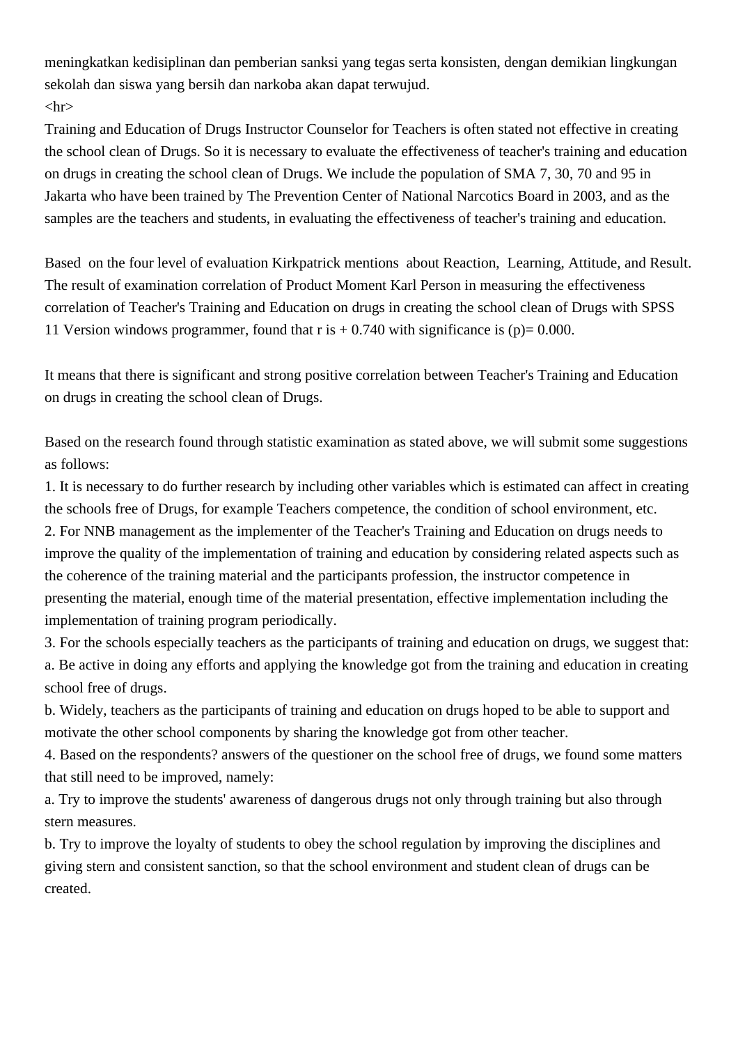meningkatkan kedisiplinan dan pemberian sanksi yang tegas serta konsisten, dengan demikian lingkungan sekolah dan siswa yang bersih dan narkoba akan dapat terwujud.

<hr>

Training and Education of Drugs Instructor Counselor for Teachers is often stated not effective in creating the school clean of Drugs. So it is necessary to evaluate the effectiveness of teacher's training and education on drugs in creating the school clean of Drugs. We include the population of SMA 7, 30, 70 and 95 in Jakarta who have been trained by The Prevention Center of National Narcotics Board in 2003, and as the samples are the teachers and students, in evaluating the effectiveness of teacher's training and education.

Based on the four level of evaluation Kirkpatrick mentions about Reaction, Learning, Attitude, and Result. The result of examination correlation of Product Moment Karl Person in measuring the effectiveness correlation of Teacher's Training and Education on drugs in creating the school clean of Drugs with SPSS 11 Version windows programmer, found that r is + 0.740 with significance is (p)= 0.000.

It means that there is significant and strong positive correlation between Teacher's Training and Education on drugs in creating the school clean of Drugs.

Based on the research found through statistic examination as stated above, we will submit some suggestions as follows:

1. It is necessary to do further research by including other variables which is estimated can affect in creating the schools free of Drugs, for example Teachers competence, the condition of school environment, etc.
2. For NNB management as the implementer of the Teacher's Training and Education on drugs needs to improve the quality of the implementation of training and education by considering related aspects such as the coherence of the training material and the participants profession, the instructor competence in presenting the material, enough time of the material presentation, effective implementation including the implementation of training program periodically.
3. For the schools especially teachers as the participants of training and education on drugs, we suggest that:
a. Be active in doing any efforts and applying the knowledge got from the training and education in creating school free of drugs.
b. Widely, teachers as the participants of training and education on drugs hoped to be able to support and motivate the other school components by sharing the knowledge got from other teacher.
4. Based on the respondents? answers of the questioner on the school free of drugs, we found some matters that still need to be improved, namely:
a. Try to improve the students' awareness of dangerous drugs not only through training but also through stern measures.
b. Try to improve the loyalty of students to obey the school regulation by improving the disciplines and giving stern and consistent sanction, so that the school environment and student clean of drugs can be created.